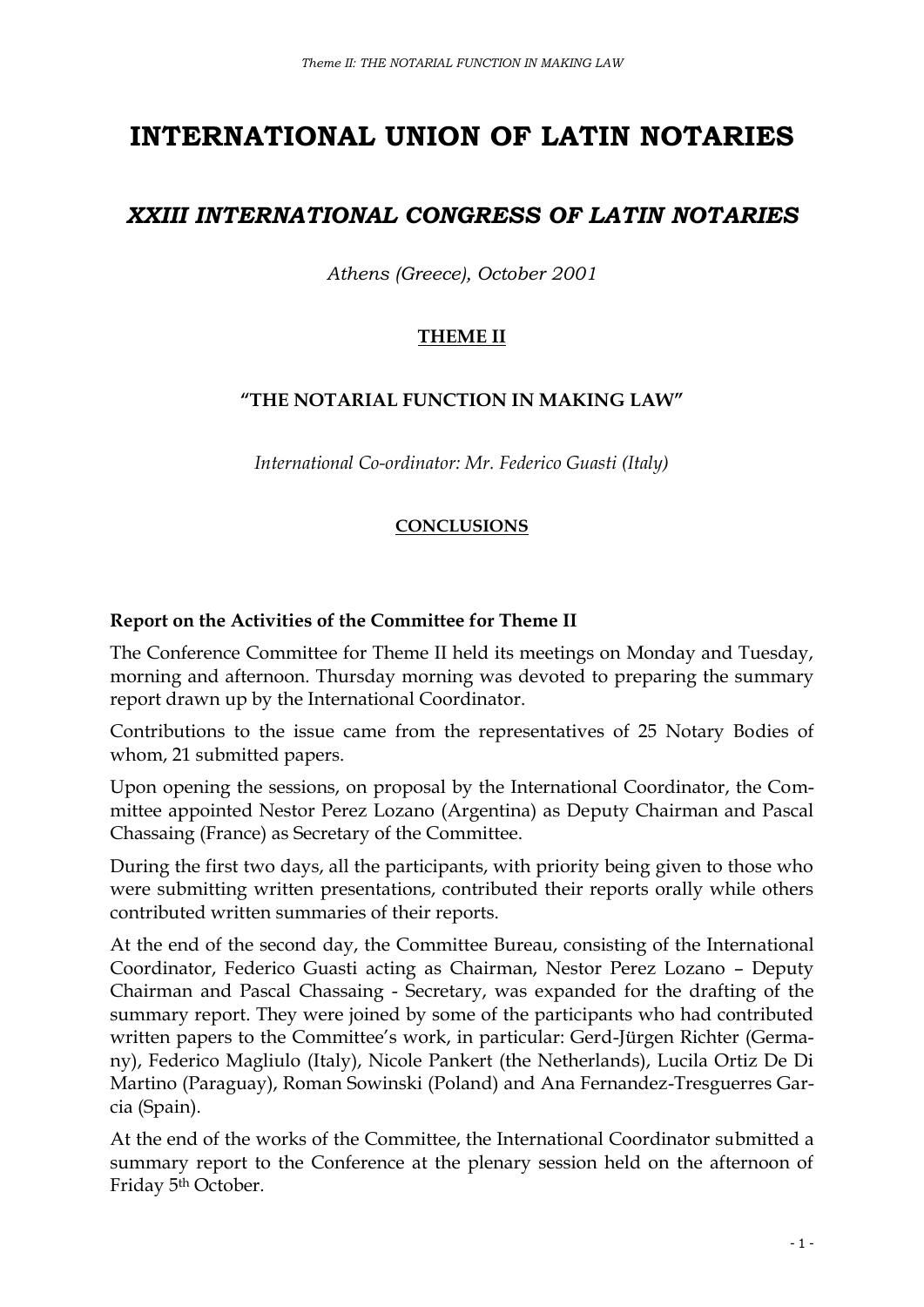# INTERNATIONAL UNION OF LATIN NOTARIES

## *XXIII INTERNATIONAL CONGRESS OF LATIN NOTARIES*

*Athens (Greece), October 2001*

**THEME II**

**"THE NOTARIAL FUNCTION IN MAKING LAW"**

*International Co-ordinator: Mr. Federico Guasti (Italy)*

**CONCLUSIONS**

### Report on the Activities of the Committee for Theme II

The Conference Committee for Theme II held its meetings on Monday and Tuesday, morning and afternoon. Thursday morning was devoted to preparing the summary report drawn up by the International Coordinator.

Contributions to the issue came from the representatives of 25 Notary Bodies of whom, 21 submitted papers.

Upon opening the sessions, on proposal by the International Coordinator, the Committee appointed Nestor Perez Lozano (Argentina) as Deputy Chairman and Pascal Chassaing (France) as Secretary of the Committee.

During the first two days, all the participants, with priority being given to those who were submitting written presentations, contributed their reports orally while others contributed written summaries of their reports.

At the end of the second day, the Committee Bureau, consisting of the International Coordinator, Federico Guasti acting as Chairman, Nestor Perez Lozano – Deputy Chairman and Pascal Chassaing - Secretary, was expanded for the drafting of the summary report. They were joined by some of the participants who had contributed written papers to the Committee's work, in particular: Gerd-Jürgen Richter (Germany), Federico Magliulo (Italy), Nicole Pankert (the Netherlands), Lucila Ortiz De Di Martino (Paraguay), Roman Sowinski (Poland) and Ana Fernandez-Tresguerres Garcia (Spain).

At the end of the works of the Committee, the International Coordinator submitted a summary report to the Conference at the plenary session held on the afternoon of Friday 5th October.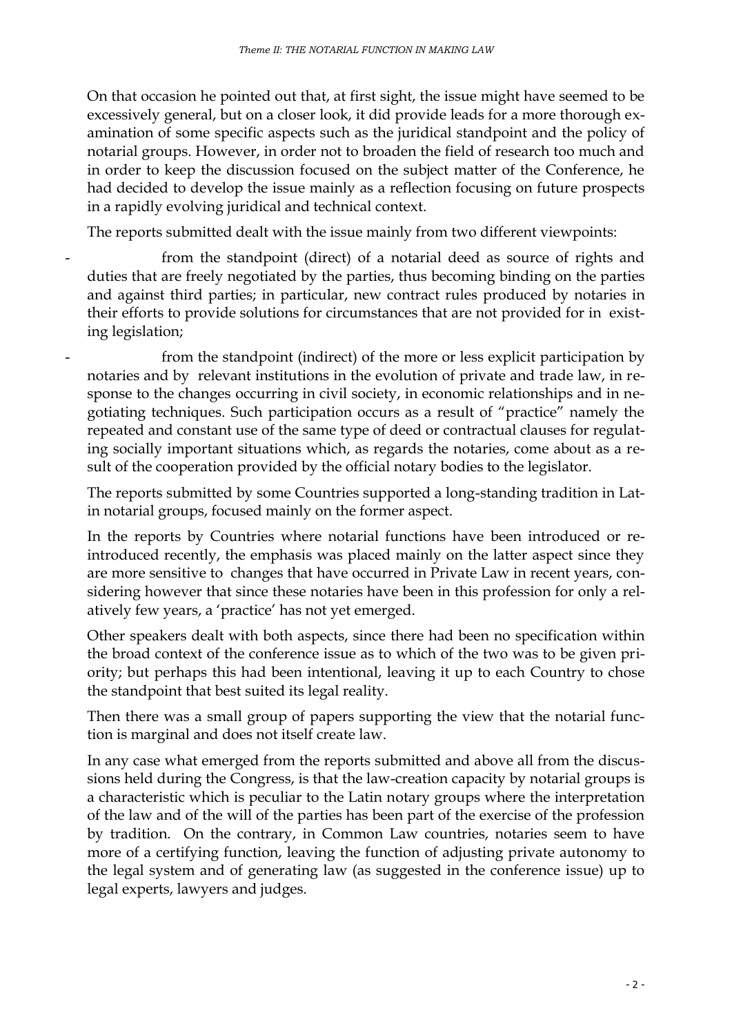On that occasion he pointed out that, at first sight, the issue might have seemed to be excessively general, but on a closer look, it did provide leads for a more thorough examination of some specific aspects such as the juridical standpoint and the policy of notarial groups. However, in order not to broaden the field of research too much and in order to keep the discussion focused on the subject matter of the Conference, he had decided to develop the issue mainly as a reflection focusing on future prospects in a rapidly evolving juridical and technical context.

The reports submitted dealt with the issue mainly from two different viewpoints:

- from the standpoint (direct) of a notarial deed as source of rights and duties that are freely negotiated by the parties, thus becoming binding on the parties and against third parties; in particular, new contract rules produced by notaries in their efforts to provide solutions for circumstances that are not provided for in existing legislation;
- from the standpoint (indirect) of the more or less explicit participation by notaries and by relevant institutions in the evolution of private and trade law, in response to the changes occurring in civil society, in economic relationships and in negotiating techniques. Such participation occurs as a result of "practice" namely the repeated and constant use of the same type of deed or contractual clauses for regulating socially important situations which, as regards the notaries, come about as a result of the cooperation provided by the official notary bodies to the legislator.

The reports submitted by some Countries supported a long-standing tradition in Latin notarial groups, focused mainly on the former aspect.

In the reports by Countries where notarial functions have been introduced or reintroduced recently, the emphasis was placed mainly on the latter aspect since they are more sensitive to changes that have occurred in Private Law in recent years, considering however that since these notaries have been in this profession for only a relatively few years, a 'practice' has not yet emerged.

Other speakers dealt with both aspects, since there had been no specification within the broad context of the conference issue as to which of the two was to be given priority; but perhaps this had been intentional, leaving it up to each Country to chose the standpoint that best suited its legal reality.

Then there was a small group of papers supporting the view that the notarial function is marginal and does not itself create law.

In any case what emerged from the reports submitted and above all from the discussions held during the Congress, is that the law-creation capacity by notarial groups is a characteristic which is peculiar to the Latin notary groups where the interpretation of the law and of the will of the parties has been part of the exercise of the profession by tradition. On the contrary, in Common Law countries, notaries seem to have more of a certifying function, leaving the function of adjusting private autonomy to the legal system and of generating law (as suggested in the conference issue) up to legal experts, lawyers and judges.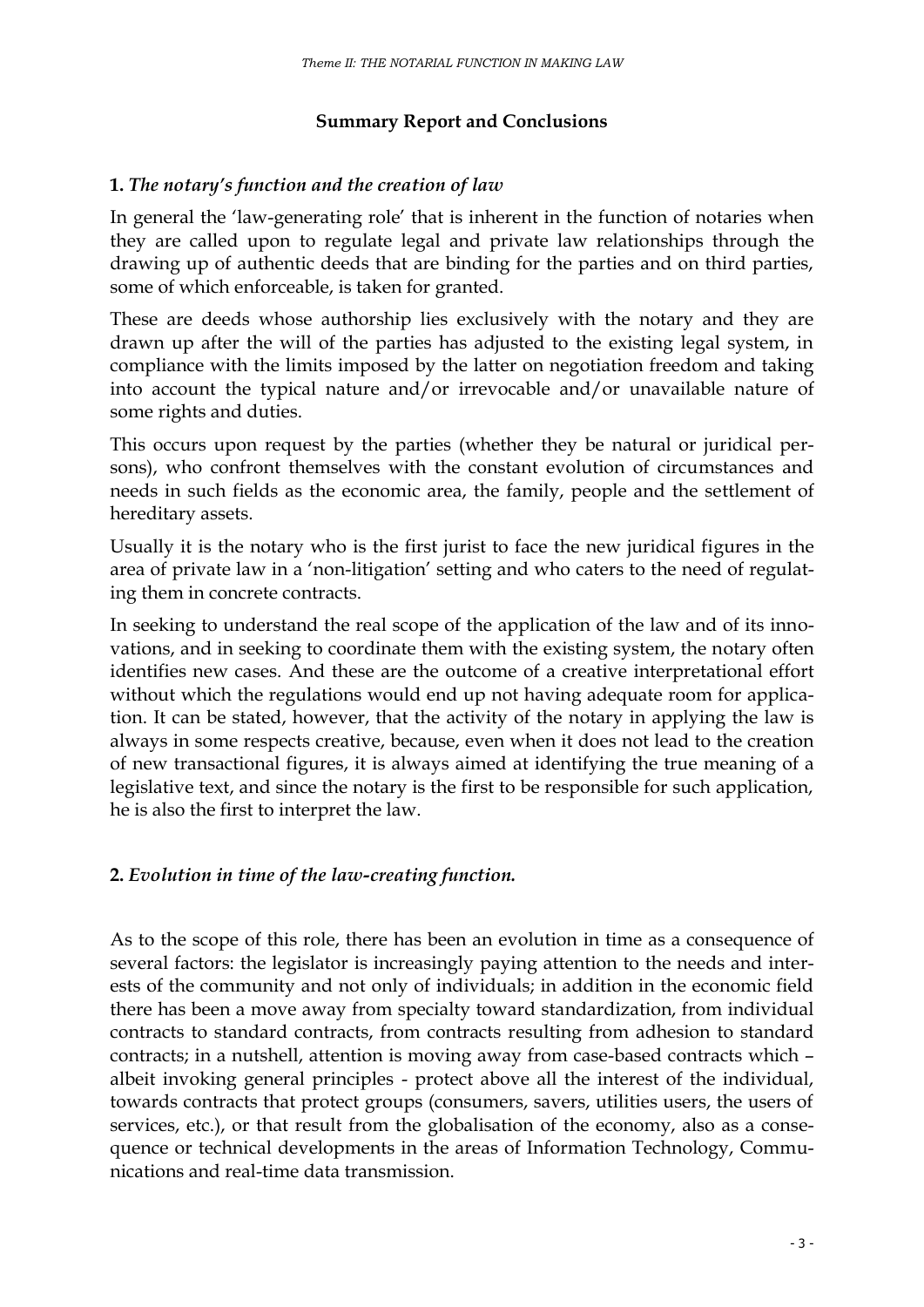## Summary Report and Conclusions

### 1. *The notary's function and the creation of law*

In general the 'law-generating role' that is inherent in the function of notaries when they are called upon to regulate legal and private law relationships through the drawing up of authentic deeds that are binding for the parties and on third parties, some of which enforceable, is taken for granted.

These are deeds whose authorship lies exclusively with the notary and they are drawn up after the will of the parties has adjusted to the existing legal system, in compliance with the limits imposed by the latter on negotiation freedom and taking into account the typical nature and/or irrevocable and/or unavailable nature of some rights and duties.

This occurs upon request by the parties (whether they be natural or juridical persons), who confront themselves with the constant evolution of circumstances and needs in such fields as the economic area, the family, people and the settlement of hereditary assets.

Usually it is the notary who is the first jurist to face the new juridical figures in the area of private law in a 'non-litigation' setting and who caters to the need of regulating them in concrete contracts.

In seeking to understand the real scope of the application of the law and of its innovations, and in seeking to coordinate them with the existing system, the notary often identifies new cases. And these are the outcome of a creative interpretational effort without which the regulations would end up not having adequate room for application. It can be stated, however, that the activity of the notary in applying the law is always in some respects creative, because, even when it does not lead to the creation of new transactional figures, it is always aimed at identifying the true meaning of a legislative text, and since the notary is the first to be responsible for such application, he is also the first to interpret the law.

### 2. *Evolution in time of the law-creating function.*

As to the scope of this role, there has been an evolution in time as a consequence of several factors: the legislator is increasingly paying attention to the needs and interests of the community and not only of individuals; in addition in the economic field there has been a move away from specialty toward standardization, from individual contracts to standard contracts, from contracts resulting from adhesion to standard contracts; in a nutshell, attention is moving away from case-based contracts which – albeit invoking general principles - protect above all the interest of the individual, towards contracts that protect groups (consumers, savers, utilities users, the users of services, etc.), or that result from the globalisation of the economy, also as a consequence or technical developments in the areas of Information Technology, Communications and real-time data transmission.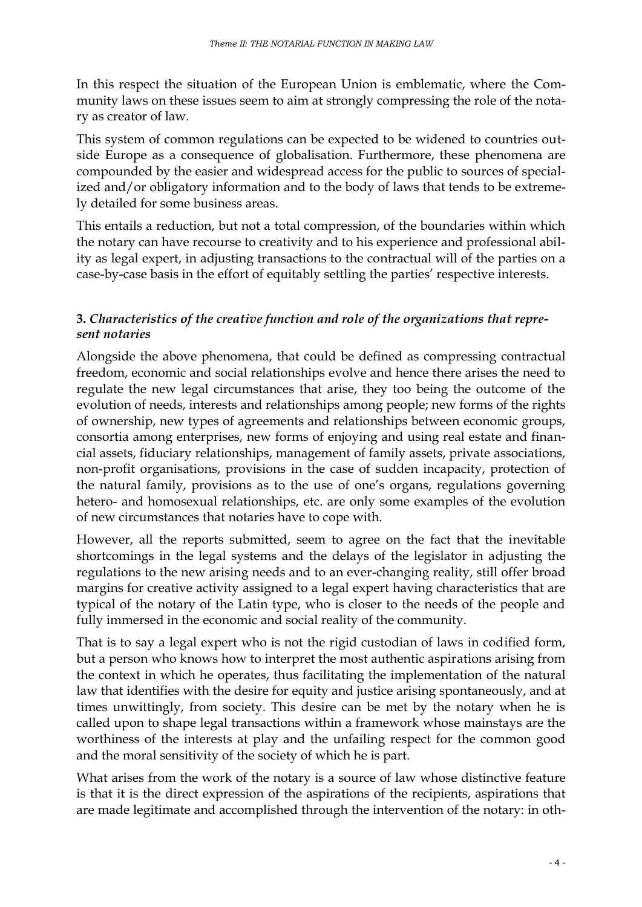In this respect the situation of the European Union is emblematic, where the Community laws on these issues seem to aim at strongly compressing the role of the notary as creator of law.

This system of common regulations can be expected to be widened to countries outside Europe as a consequence of globalisation. Furthermore, these phenomena are compounded by the easier and widespread access for the public to sources of specialized and/or obligatory information and to the body of laws that tends to be extremely detailed for some business areas.

This entails a reduction, but not a total compression, of the boundaries within which the notary can have recourse to creativity and to his experience and professional ability as legal expert, in adjusting transactions to the contractual will of the parties on a case-by-case basis in the effort of equitably settling the parties' respective interests.

### 3. *Characteristics of the creative function and role of the organizations that represent notaries*

Alongside the above phenomena, that could be defined as compressing contractual freedom, economic and social relationships evolve and hence there arises the need to regulate the new legal circumstances that arise, they too being the outcome of the evolution of needs, interests and relationships among people; new forms of the rights of ownership, new types of agreements and relationships between economic groups, consortia among enterprises, new forms of enjoying and using real estate and financial assets, fiduciary relationships, management of family assets, private associations, non-profit organisations, provisions in the case of sudden incapacity, protection of the natural family, provisions as to the use of one's organs, regulations governing hetero- and homosexual relationships, etc. are only some examples of the evolution of new circumstances that notaries have to cope with.

However, all the reports submitted, seem to agree on the fact that the inevitable shortcomings in the legal systems and the delays of the legislator in adjusting the regulations to the new arising needs and to an ever-changing reality, still offer broad margins for creative activity assigned to a legal expert having characteristics that are typical of the notary of the Latin type, who is closer to the needs of the people and fully immersed in the economic and social reality of the community.

That is to say a legal expert who is not the rigid custodian of laws in codified form, but a person who knows how to interpret the most authentic aspirations arising from the context in which he operates, thus facilitating the implementation of the natural law that identifies with the desire for equity and justice arising spontaneously, and at times unwittingly, from society. This desire can be met by the notary when he is called upon to shape legal transactions within a framework whose mainstays are the worthiness of the interests at play and the unfailing respect for the common good and the moral sensitivity of the society of which he is part.

What arises from the work of the notary is a source of law whose distinctive feature is that it is the direct expression of the aspirations of the recipients, aspirations that are made legitimate and accomplished through the intervention of the notary: in oth-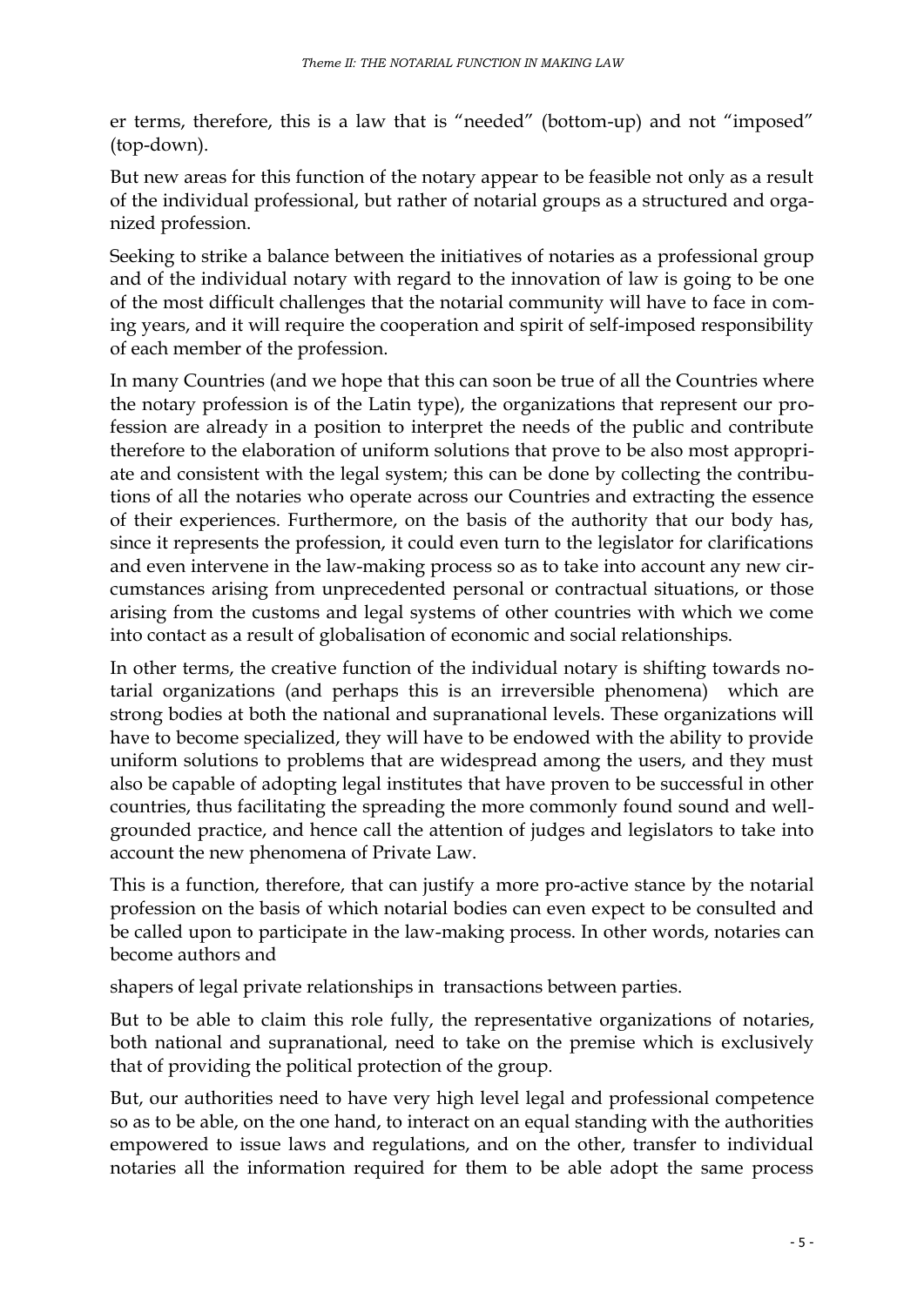er terms, therefore, this is a law that is “needed” (bottom-up) and not “imposed” (top-down).

But new areas for this function of the notary appear to be feasible not only as a result of the individual professional, but rather of notarial groups as a structured and organized profession.

Seeking to strike a balance between the initiatives of notaries as a professional group and of the individual notary with regard to the innovation of law is going to be one of the most difficult challenges that the notarial community will have to face in coming years, and it will require the cooperation and spirit of self-imposed responsibility of each member of the profession.

In many Countries (and we hope that this can soon be true of all the Countries where the notary profession is of the Latin type), the organizations that represent our profession are already in a position to interpret the needs of the public and contribute therefore to the elaboration of uniform solutions that prove to be also most appropriate and consistent with the legal system; this can be done by collecting the contributions of all the notaries who operate across our Countries and extracting the essence of their experiences. Furthermore, on the basis of the authority that our body has, since it represents the profession, it could even turn to the legislator for clarifications and even intervene in the law-making process so as to take into account any new circumstances arising from unprecedented personal or contractual situations, or those arising from the customs and legal systems of other countries with which we come into contact as a result of globalisation of economic and social relationships.

In other terms, the creative function of the individual notary is shifting towards notarial organizations (and perhaps this is an irreversible phenomena) which are strong bodies at both the national and supranational levels. These organizations will have to become specialized, they will have to be endowed with the ability to provide uniform solutions to problems that are widespread among the users, and they must also be capable of adopting legal institutes that have proven to be successful in other countries, thus facilitating the spreading the more commonly found sound and well-grounded practice, and hence call the attention of judges and legislators to take into account the new phenomena of Private Law.

This is a function, therefore, that can justify a more pro-active stance by the notarial profession on the basis of which notarial bodies can even expect to be consulted and be called upon to participate in the law-making process. In other words, notaries can become authors and

shapers of legal private relationships in transactions between parties.

But to be able to claim this role fully, the representative organizations of notaries, both national and supranational, need to take on the premise which is exclusively that of providing the political protection of the group.

But, our authorities need to have very high level legal and professional competence so as to be able, on the one hand, to interact on an equal standing with the authorities empowered to issue laws and regulations, and on the other, transfer to individual notaries all the information required for them to be able adopt the same process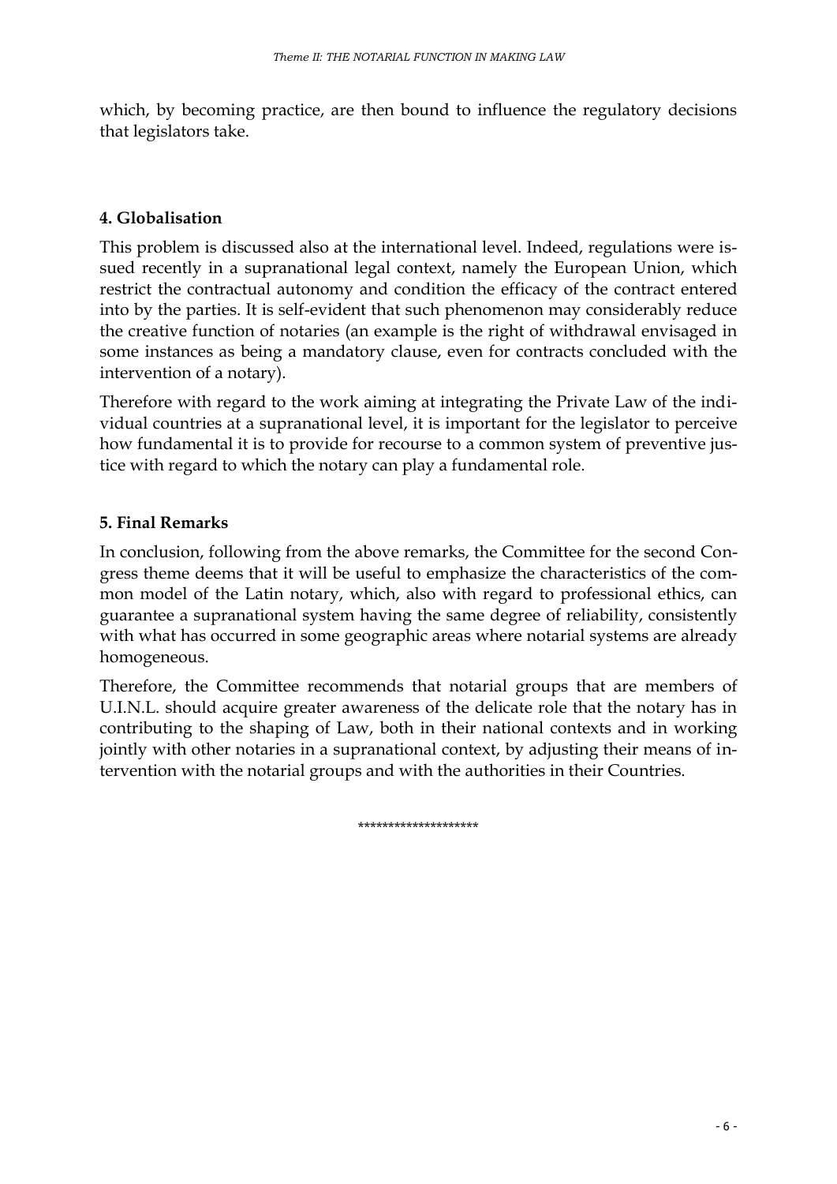which, by becoming practice, are then bound to influence the regulatory decisions that legislators take.

## 4. Globalisation

This problem is discussed also at the international level. Indeed, regulations were issued recently in a supranational legal context, namely the European Union, which restrict the contractual autonomy and condition the efficacy of the contract entered into by the parties. It is self-evident that such phenomenon may considerably reduce the creative function of notaries (an example is the right of withdrawal envisaged in some instances as being a mandatory clause, even for contracts concluded with the intervention of a notary).

Therefore with regard to the work aiming at integrating the Private Law of the individual countries at a supranational level, it is important for the legislator to perceive how fundamental it is to provide for recourse to a common system of preventive justice with regard to which the notary can play a fundamental role.

## 5. Final Remarks

In conclusion, following from the above remarks, the Committee for the second Congress theme deems that it will be useful to emphasize the characteristics of the common model of the Latin notary, which, also with regard to professional ethics, can guarantee a supranational system having the same degree of reliability, consistently with what has occurred in some geographic areas where notarial systems are already homogeneous.

Therefore, the Committee recommends that notarial groups that are members of U.I.N.L. should acquire greater awareness of the delicate role that the notary has in contributing to the shaping of Law, both in their national contexts and in working jointly with other notaries in a supranational context, by adjusting their means of intervention with the notarial groups and with the authorities in their Countries.

*******************